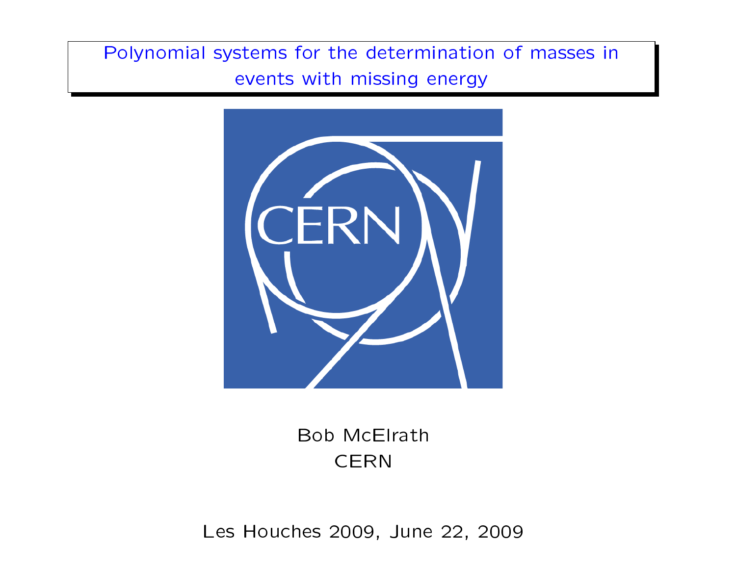# Polynomial systems for the determination of masses in events with missing energy

Bob McElrath

CERN

Les Houches 2009, June 22, 2009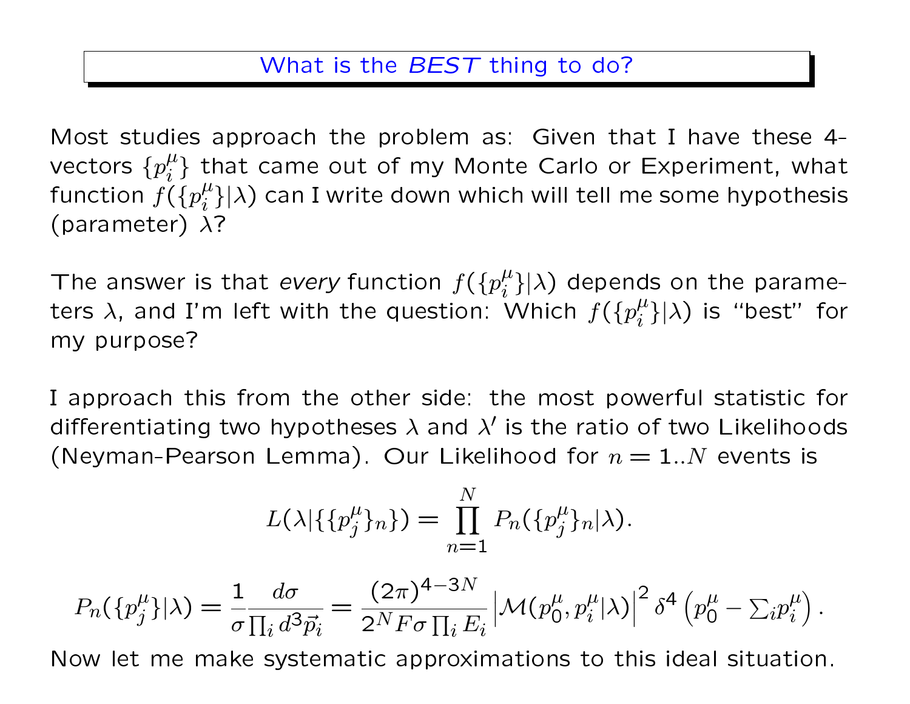# What is the *BEST* thing to do?

Most studies approach the problem as: Given that I have these 4-vectors $\{p_i^\mu\}$ that came out of my Monte Carlo or Experiment, what function $f(\{p_i^\mu\}|\lambda)$ can I write down which will tell me some hypothesis (parameter) $\lambda$?

The answer is that *every* function $f(\{p_i^\mu\}|\lambda)$ depends on the parameters $\lambda$, and I'm left with the question: Which $f(\{p_i^\mu\}|\lambda)$ is "best" for my purpose?

I approach this from the other side: the most powerful statistic for differentiating two hypotheses $\lambda$ and $\lambda'$ is the ratio of two Likelihoods (Neyman-Pearson Lemma). Our Likelihood for $n = 1..N$ events is

$$L(\lambda|\{\{p_j^\mu\}_n\}) = \prod_{n=1}^{N} P_n(\{p_j^\mu\}_n|\lambda).$$

$$P_n(\{p_j^\mu\}|\lambda) = \frac{1}{\sigma}\frac{d\sigma}{\prod_i d^3\vec{p}_i} = \frac{(2\pi)^{4-3N}}{2^N F \sigma \prod_i E_i}\left|\mathcal{M}(p_0^\mu, p_i^\mu|\lambda)\right|^2 \delta^4\left(p_0^\mu - \textstyle\sum_i p_i^\mu\right).$$

Now let me make systematic approximations to this ideal situation.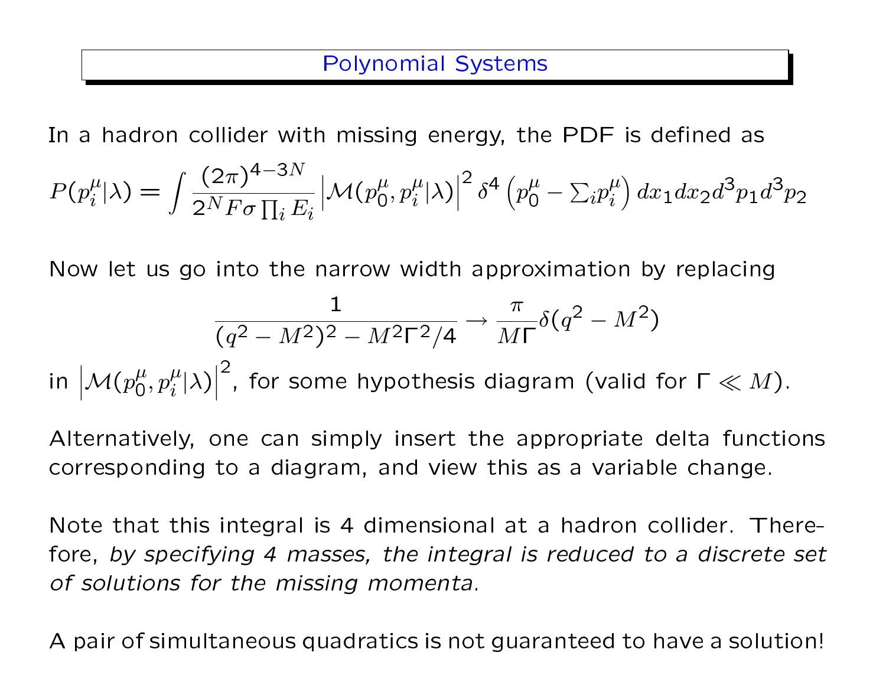# Polynomial Systems

In a hadron collider with missing energy, the PDF is defined as

$$P(p_i^\mu|\lambda) = \int \frac{(2\pi)^{4-3N}}{2^N F\sigma \prod_i E_i} \left|\mathcal{M}(p_0^\mu, p_i^\mu|\lambda)\right|^2 \delta^4\left(p_0^\mu - \sum_i p_i^\mu\right) dx_1 dx_2 d^3p_1 d^3p_2$$

Now let us go into the narrow width approximation by replacing

$$\frac{1}{(q^2 - M^2)^2 - M^2\Gamma^2/4} \to \frac{\pi}{M\Gamma}\delta(q^2 - M^2)$$

in $\left|\mathcal{M}(p_0^\mu, p_i^\mu|\lambda)\right|^2$, for some hypothesis diagram (valid for $\Gamma \ll M$).

Alternatively, one can simply insert the appropriate delta functions corresponding to a diagram, and view this as a variable change.

Note that this integral is 4 dimensional at a hadron collider. Therefore, *by specifying 4 masses, the integral is reduced to a discrete set of solutions for the missing momenta*.

A pair of simultaneous quadratics is not guaranteed to have a solution!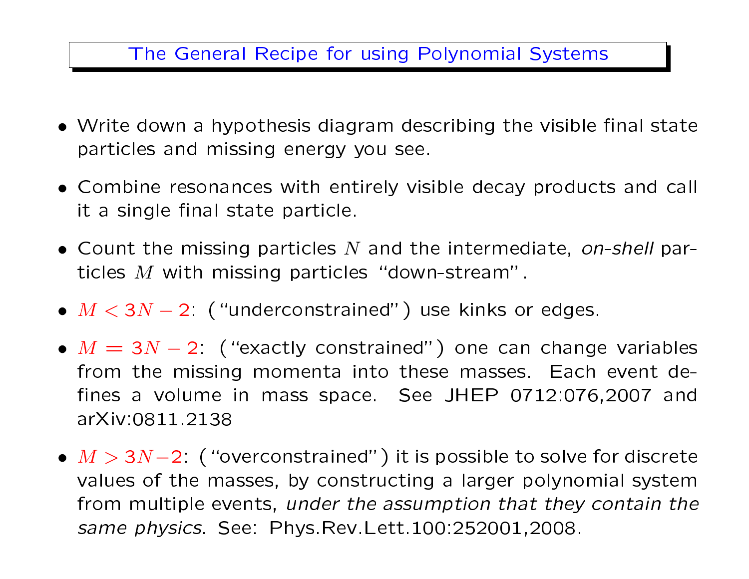# The General Recipe for using Polynomial Systems

- Write down a hypothesis diagram describing the visible final state particles and missing energy you see.
- Combine resonances with entirely visible decay products and call it a single final state particle.
- Count the missing particles $N$ and the intermediate, *on-shell* particles $M$ with missing particles "down-stream".
- $M < 3N - 2$: ("underconstrained") use kinks or edges.
- $M = 3N - 2$: ("exactly constrained") one can change variables from the missing momenta into these masses. Each event defines a volume in mass space. See JHEP 0712:076,2007 and arXiv:0811.2138
- $M > 3N - 2$: ("overconstrained") it is possible to solve for discrete values of the masses, by constructing a larger polynomial system from multiple events, *under the assumption that they contain the same physics*. See: Phys.Rev.Lett.100:252001,2008.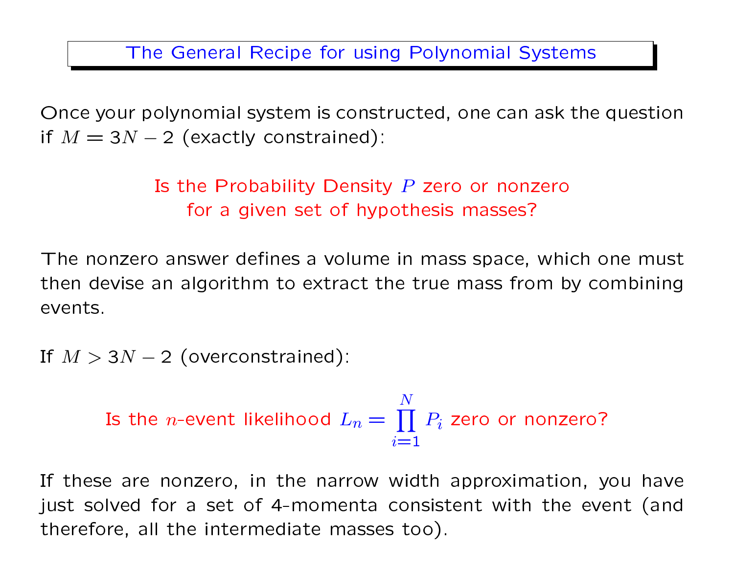# The General Recipe for using Polynomial Systems

Once your polynomial system is constructed, one can ask the question if $M = 3N - 2$ (exactly constrained):

**Is the Probability Density $P$ zero or nonzero for a given set of hypothesis masses?**

The nonzero answer defines a volume in mass space, which one must then devise an algorithm to extract the true mass from by combining events.

If $M > 3N - 2$ (overconstrained):

**Is the $n$-event likelihood $L_n = \prod_{i=1}^{N} P_i$ zero or nonzero?**

If these are nonzero, in the narrow width approximation, you have just solved for a set of 4-momenta consistent with the event (and therefore, all the intermediate masses too).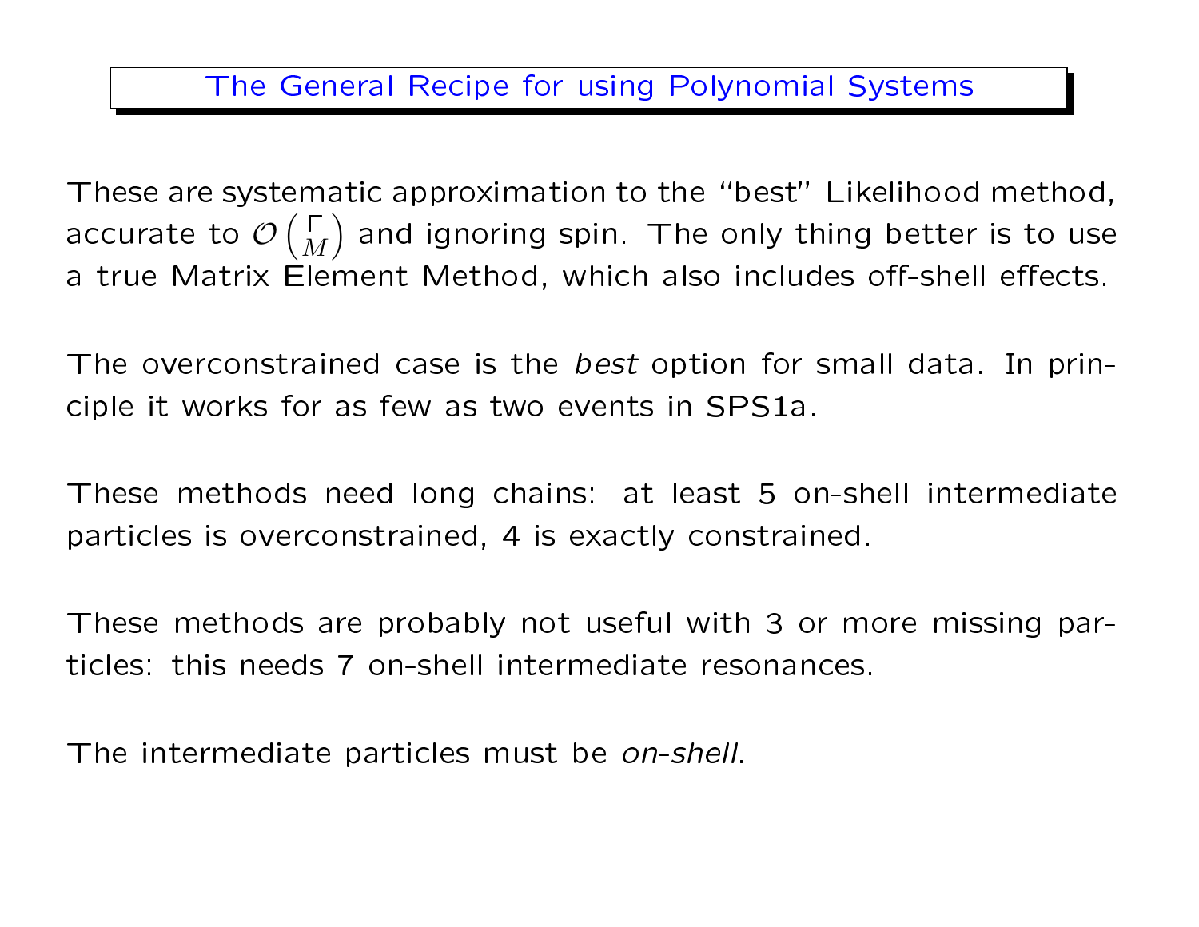## The General Recipe for using Polynomial Systems

These are systematic approximation to the "best" Likelihood method, accurate to $\mathcal{O}\left(\frac{\Gamma}{M}\right)$ and ignoring spin. The only thing better is to use a true Matrix Element Method, which also includes off-shell effects.

The overconstrained case is the *best* option for small data. In principle it works for as few as two events in SPS1a.

These methods need long chains: at least 5 on-shell intermediate particles is overconstrained, 4 is exactly constrained.

These methods are probably not useful with 3 or more missing particles: this needs 7 on-shell intermediate resonances.

The intermediate particles must be *on-shell*.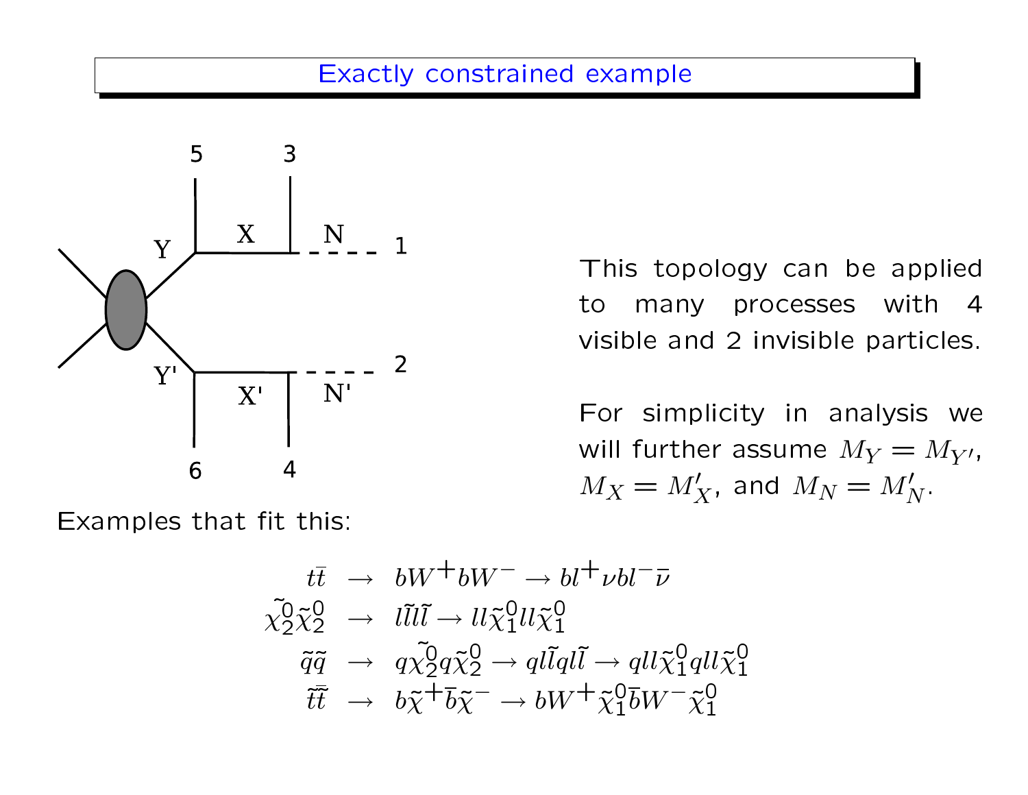# Exactly constrained example

5 3

X N

Y 1

Y' 2

X' N'

6 4

This topology can be applied to many processes with 4 visible and 2 invisible particles.

For simplicity in analysis we will further assume $M_Y = M_{Y'}$, $M_X = M'_X$, and $M_N = M'_N$.

Examples that fit this:

$$
\begin{aligned}
t\bar{t} &\rightarrow bW^+bW^- \rightarrow bl^+\nu bl^-\bar{\nu} \\
\tilde{\chi}_2^0\tilde{\chi}_2^0 &\rightarrow l\tilde{l}l\tilde{l} \rightarrow ll\tilde{\chi}_1^0 ll\tilde{\chi}_1^0 \\
\tilde{q}\tilde{q} &\rightarrow q\tilde{\chi}_2^0 q\tilde{\chi}_2^0 \rightarrow ql\tilde{l}ql\tilde{l} \rightarrow qll\tilde{\chi}_1^0 qll\tilde{\chi}_1^0 \\
\tilde{t}\bar{\tilde{t}} &\rightarrow b\tilde{\chi}^+\bar{b}\tilde{\chi}^- \rightarrow bW^+\tilde{\chi}_1^0\bar{b}W^-\tilde{\chi}_1^0
\end{aligned}
$$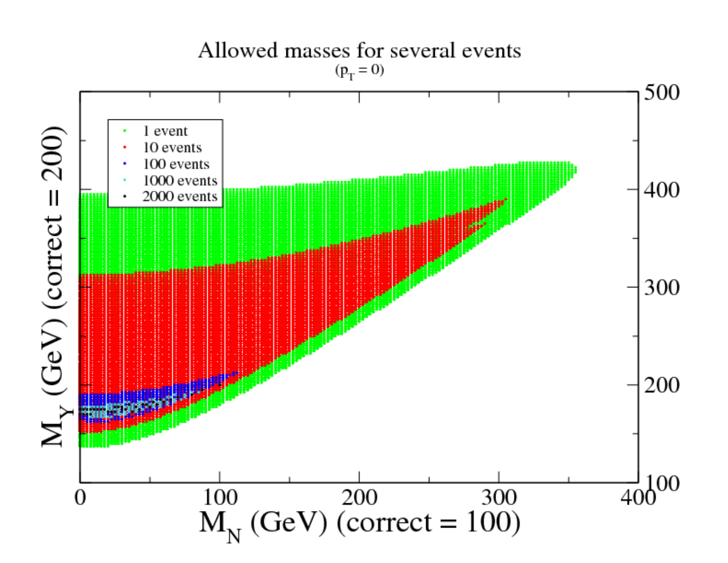Allowed masses for several events

($p_T = 0$)

1 event

10 events

100 events

1000 events

2000 events

$M_Y$ (GeV) (correct = 200)

$M_N$ (GeV) (correct = 100)

0

100

200

300

400

100

200

300

400

500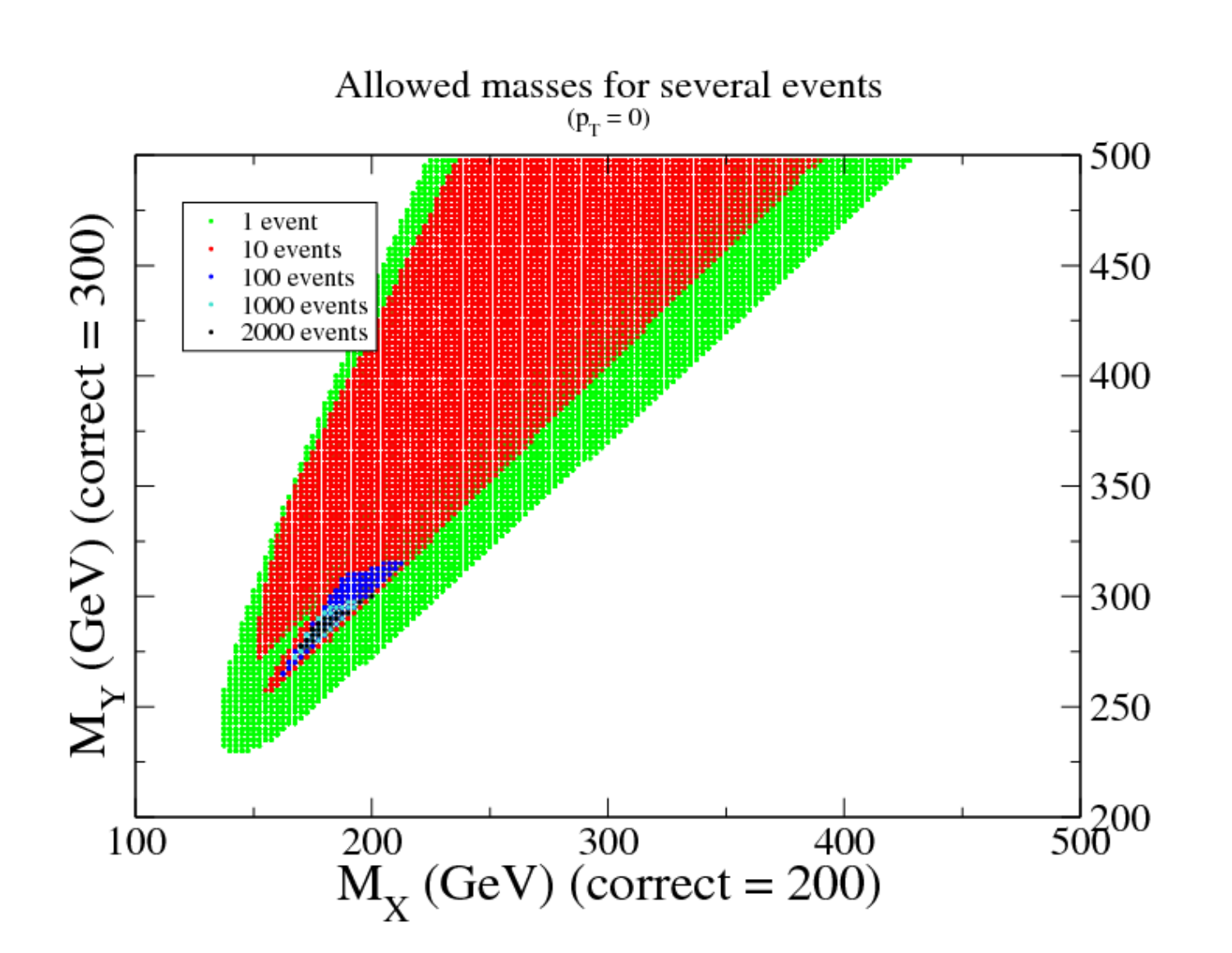Allowed masses for several events

$(p_T = 0)$

1 event

10 events

100 events

1000 events

2000 events

$M_Y$ (GeV) (correct = 300)

$M_X$ (GeV) (correct = 200)

100

200

300

400

500

200

250

300

350

400

450

500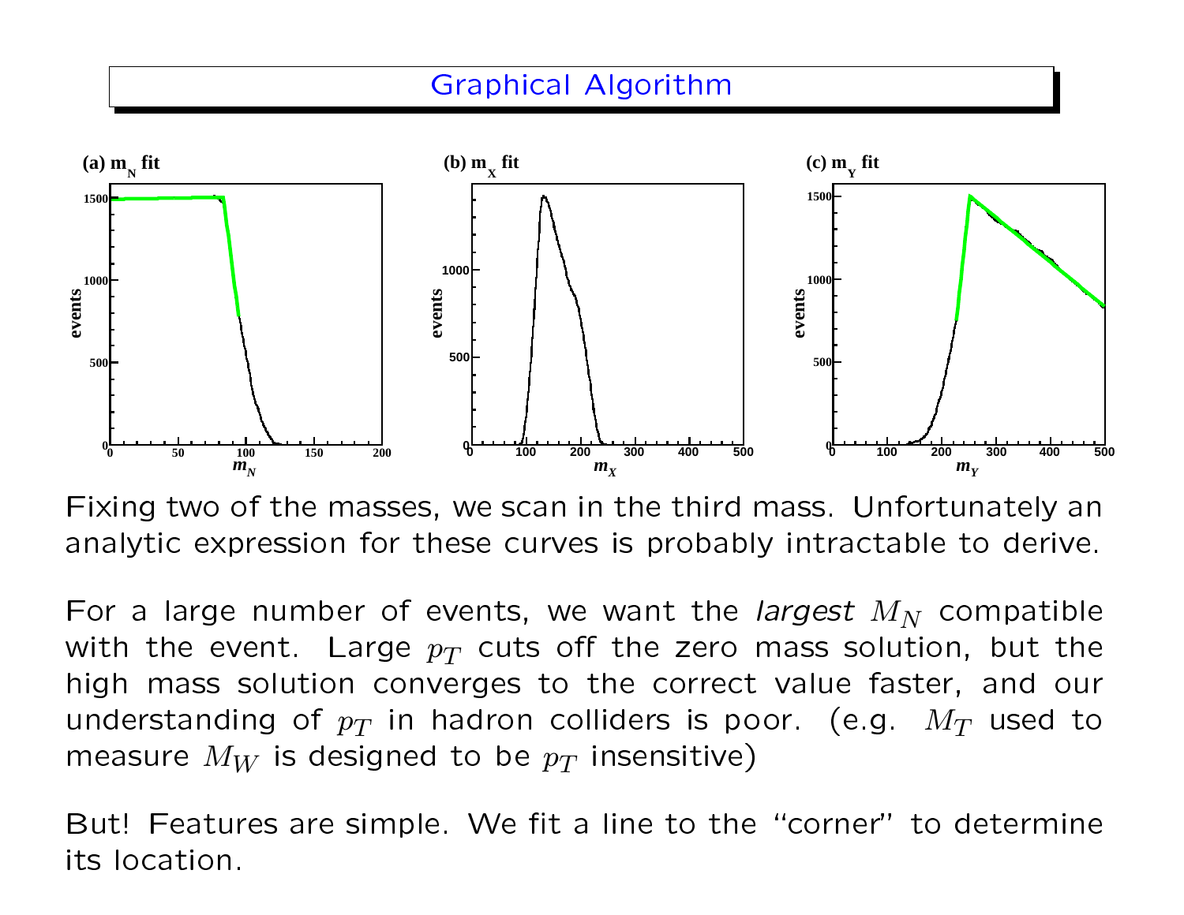# Graphical Algorithm

(a) $m_N$ fit

events

1500
1000
500
0

0 50 100 150 200

$m_N$

(b) $m_X$ fit

events

1000
500
0

0 100 200 300 400 500

$m_X$

(c) $m_Y$ fit

events

1500
1000
500
0

0 100 200 300 400 500

$m_Y$

Fixing two of the masses, we scan in the third mass. Unfortunately an analytic expression for these curves is probably intractable to derive.

For a large number of events, we want the *largest* $M_N$ compatible with the event. Large $p_T$ cuts off the zero mass solution, but the high mass solution converges to the correct value faster, and our understanding of $p_T$ in hadron colliders is poor. (e.g. $M_T$ used to measure $M_W$ is designed to be $p_T$ insensitive)

But! Features are simple. We fit a line to the "corner" to determine its location.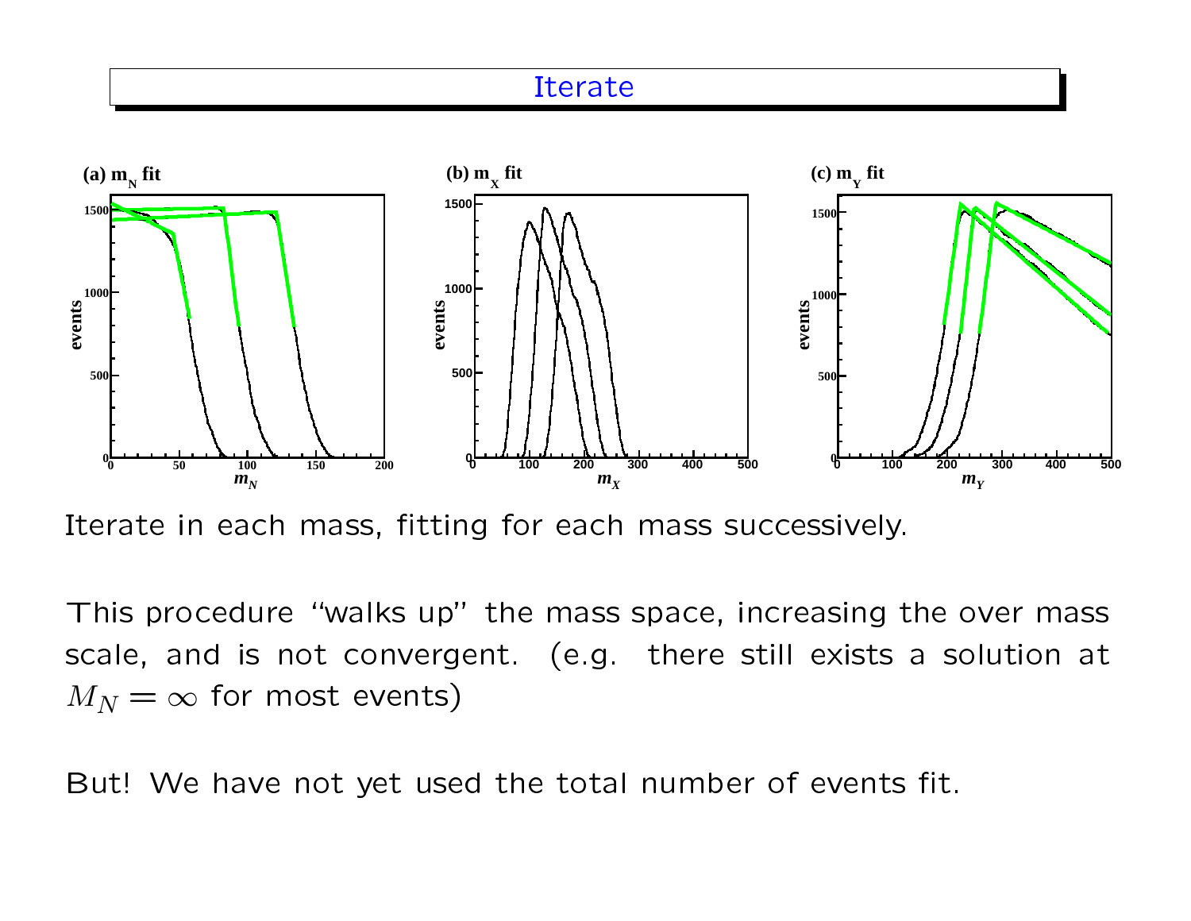# Iterate

(a) $m_N$ fit

1500
1000
500
0
events
0 50 100 150 200
$m_N$

(b) $m_X$ fit

1500
1000
500
0
events
0 100 200 300 400 500
$m_X$

(c) $m_Y$ fit

1500
1000
500
0
events
0 100 200 300 400 500
$m_Y$

Iterate in each mass, fitting for each mass successively.

This procedure "walks up" the mass space, increasing the over mass scale, and is not convergent. (e.g. there still exists a solution at $M_N = \infty$ for most events)

But! We have not yet used the total number of events fit.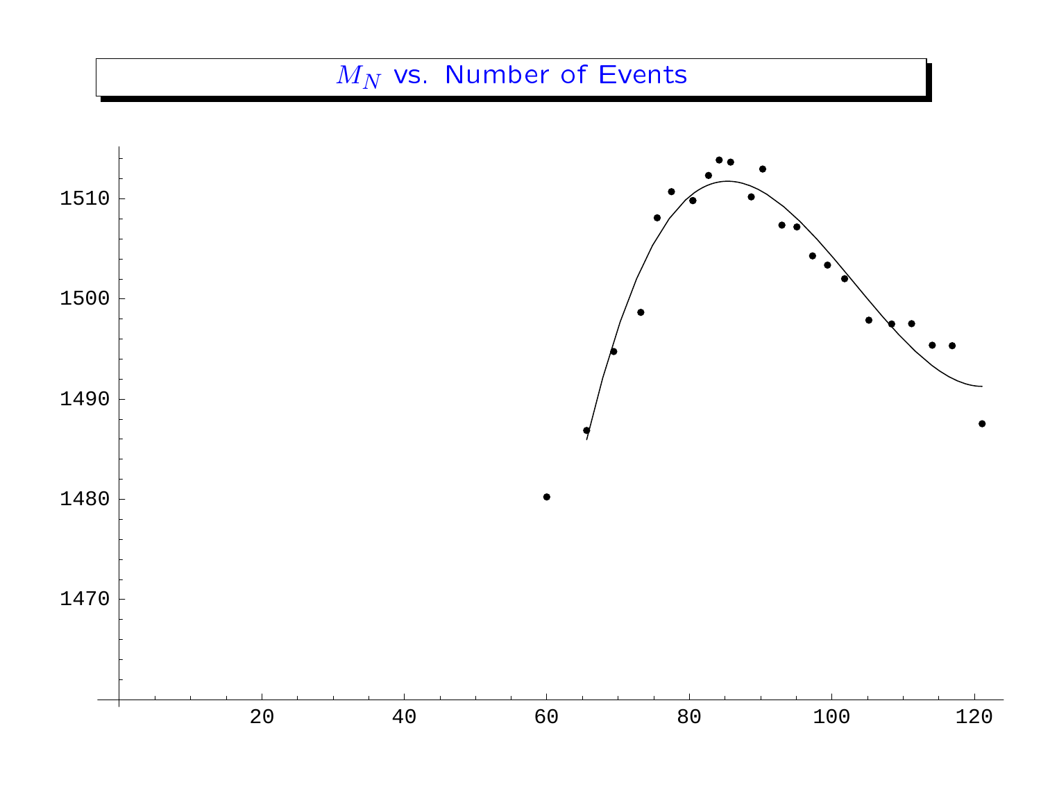$M_N$ vs. Number of Events

1510

1500

1490

1480

1470

20

40

60

80

100

120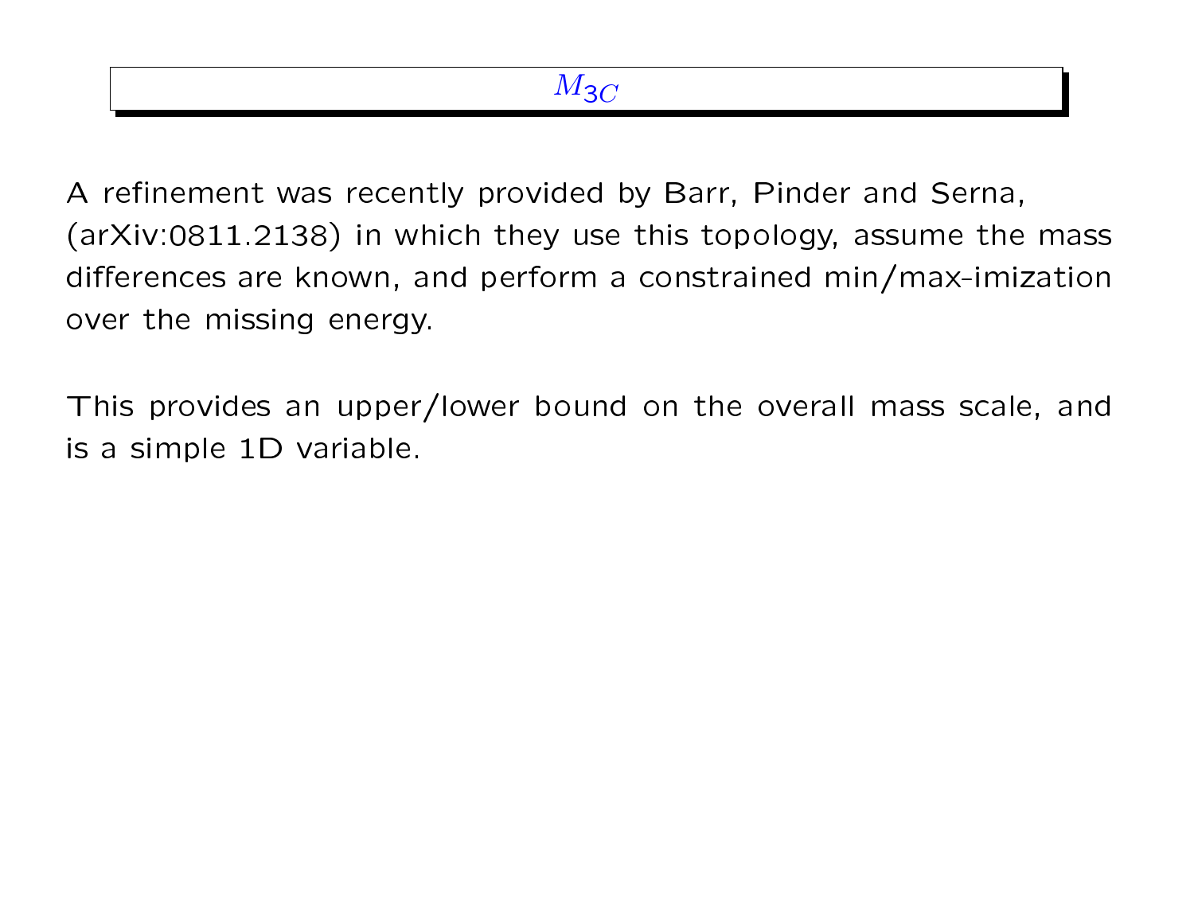# $M_{3C}$

A refinement was recently provided by Barr, Pinder and Serna, (arXiv:0811.2138) in which they use this topology, assume the mass differences are known, and perform a constrained min/max-imization over the missing energy.

This provides an upper/lower bound on the overall mass scale, and is a simple 1D variable.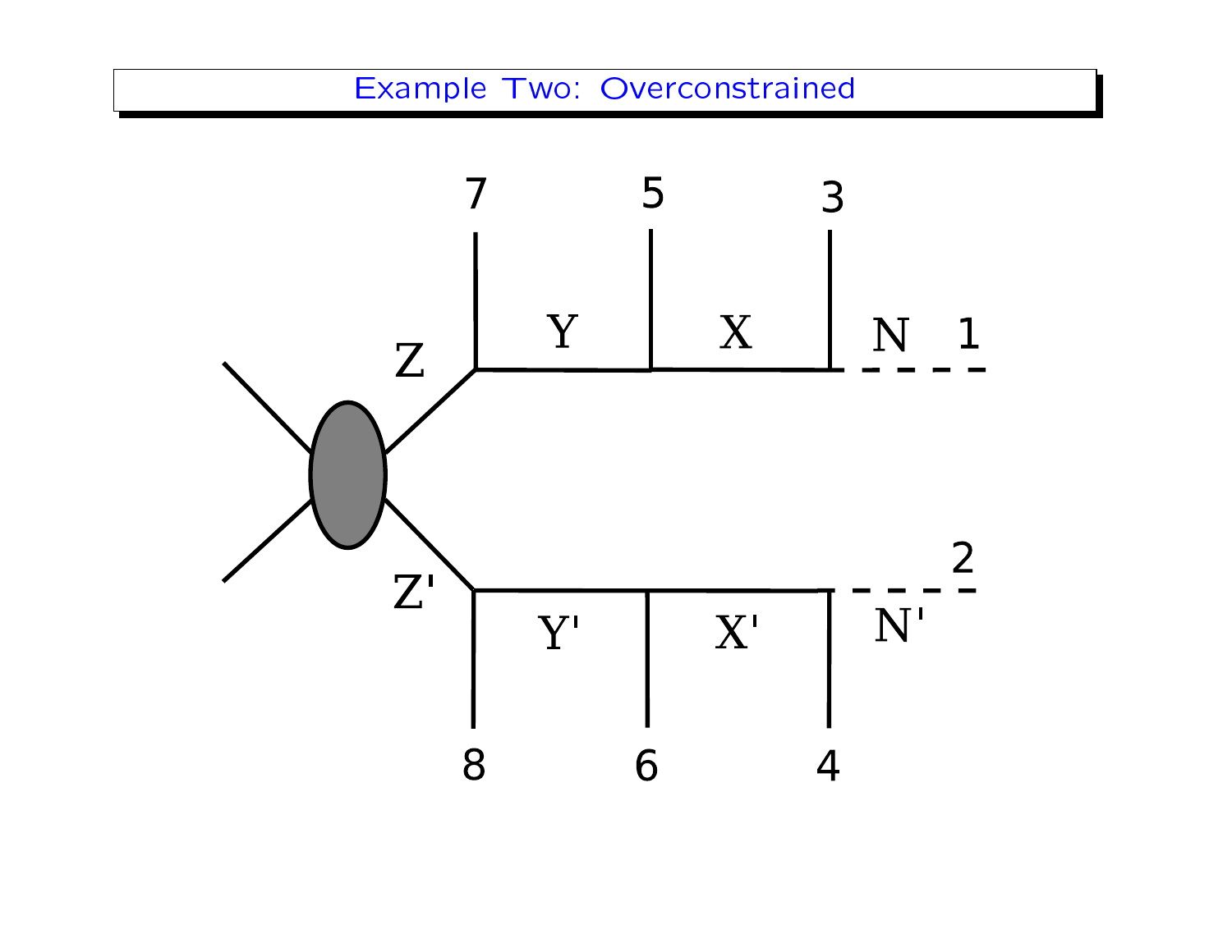# Example Two: Overconstrained

7
5
3
Y
X
N
1
Z
2
Z'
Y'
X'
N'
8
6
4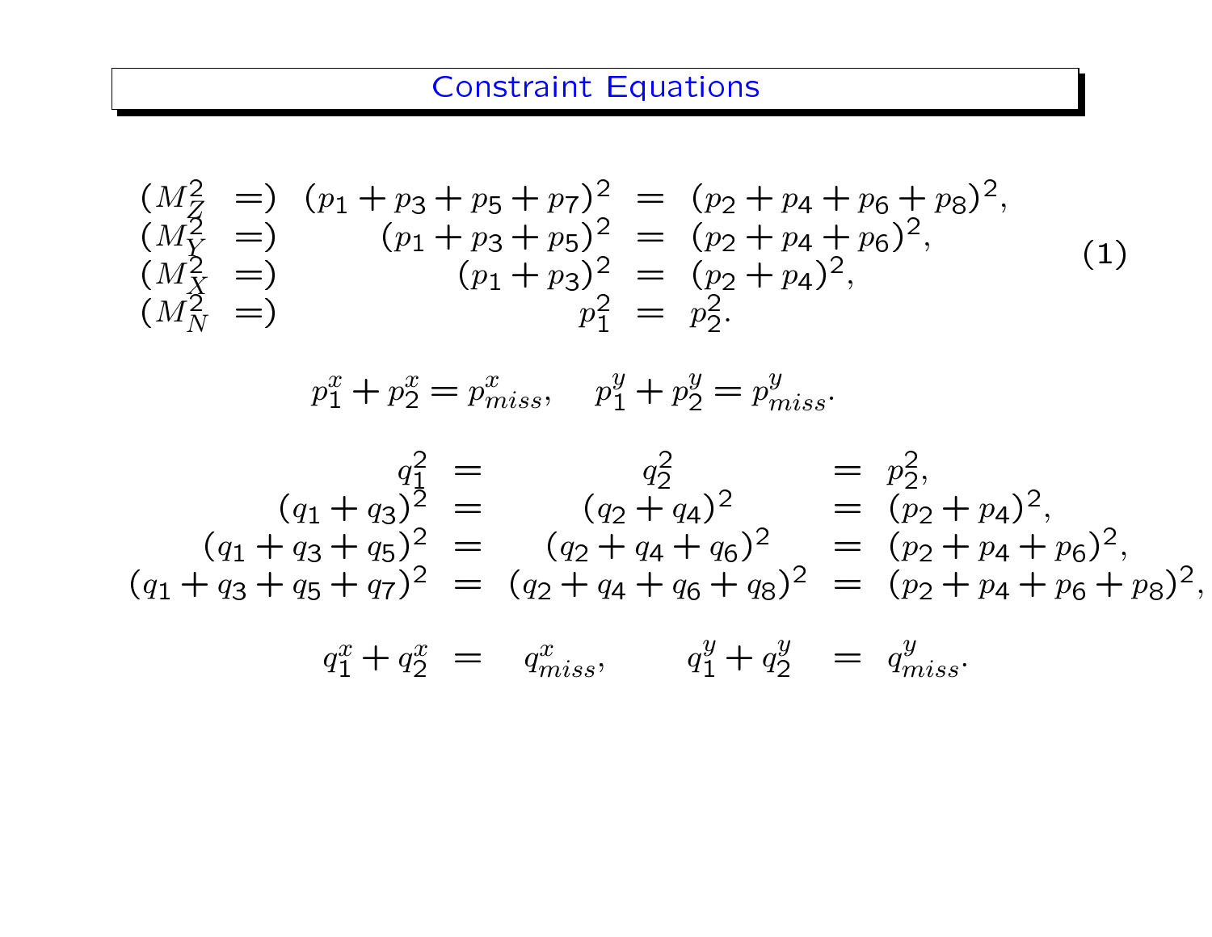## Constraint Equations

$$
\begin{array}{rcrcl}
(M_Z^2 & =) & (p_1+p_3+p_5+p_7)^2 & = & (p_2+p_4+p_6+p_8)^2, \\
(M_Y^2 & =) & (p_1+p_3+p_5)^2 & = & (p_2+p_4+p_6)^2, \\
(M_X^2 & =) & (p_1+p_3)^2 & = & (p_2+p_4)^2, \\
(M_N^2 & =) & p_1^2 & = & p_2^2.
\end{array}
\qquad (1)
$$

$$
p_1^x + p_2^x = p_{miss}^x, \quad p_1^y + p_2^y = p_{miss}^y.
$$

$$
\begin{array}{rcccl}
q_1^2 & = & q_2^2 & = & p_2^2, \\
(q_1+q_3)^2 & = & (q_2+q_4)^2 & = & (p_2+p_4)^2, \\
(q_1+q_3+q_5)^2 & = & (q_2+q_4+q_6)^2 & = & (p_2+p_4+p_6)^2, \\
(q_1+q_3+q_5+q_7)^2 & = & (q_2+q_4+q_6+q_8)^2 & = & (p_2+p_4+p_6+p_8)^2,
\end{array}
$$

$$
q_1^x + q_2^x = q_{miss}^x, \qquad q_1^y + q_2^y = q_{miss}^y.
$$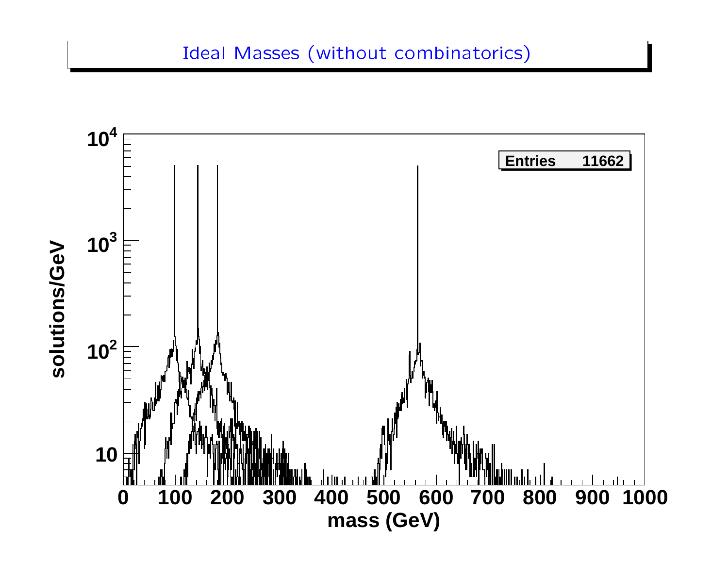Ideal Masses (without combinatorics)

Entries 11662

$10^4$

$10^3$

$10^2$

10

solutions/GeV

0 100 200 300 400 500 600 700 800 900 1000

mass (GeV)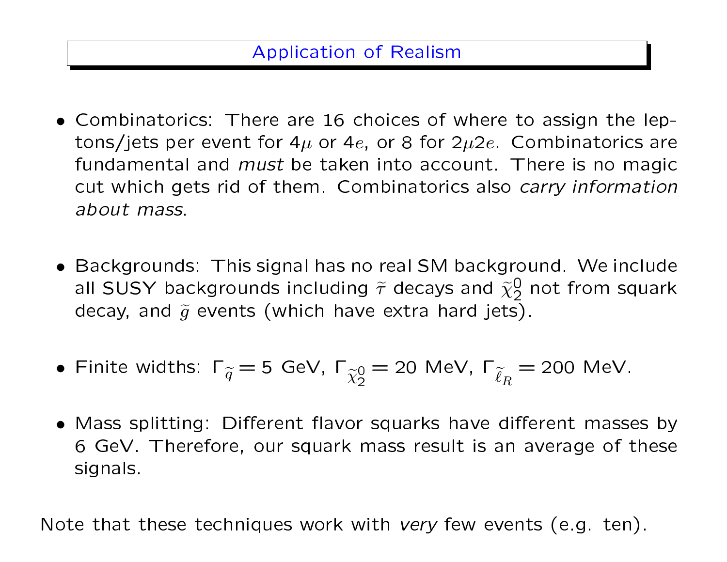## Application of Realism

- Combinatorics: There are 16 choices of where to assign the leptons/jets per event for $4\mu$ or $4e$, or 8 for $2\mu 2e$. Combinatorics are fundamental and *must* be taken into account. There is no magic cut which gets rid of them. Combinatorics also *carry information about mass*.

- Backgrounds: This signal has no real SM background. We include all SUSY backgrounds including $\widetilde{\tau}$ decays and $\widetilde{\chi}_2^0$ not from squark decay, and $\widetilde{g}$ events (which have extra hard jets).

- Finite widths: $\Gamma_{\widetilde{q}} = 5$ GeV, $\Gamma_{\widetilde{\chi}_2^0} = 20$ MeV, $\Gamma_{\widetilde{\ell}_R} = 200$ MeV.

- Mass splitting: Different flavor squarks have different masses by 6 GeV. Therefore, our squark mass result is an average of these signals.

Note that these techniques work with *very* few events (e.g. ten).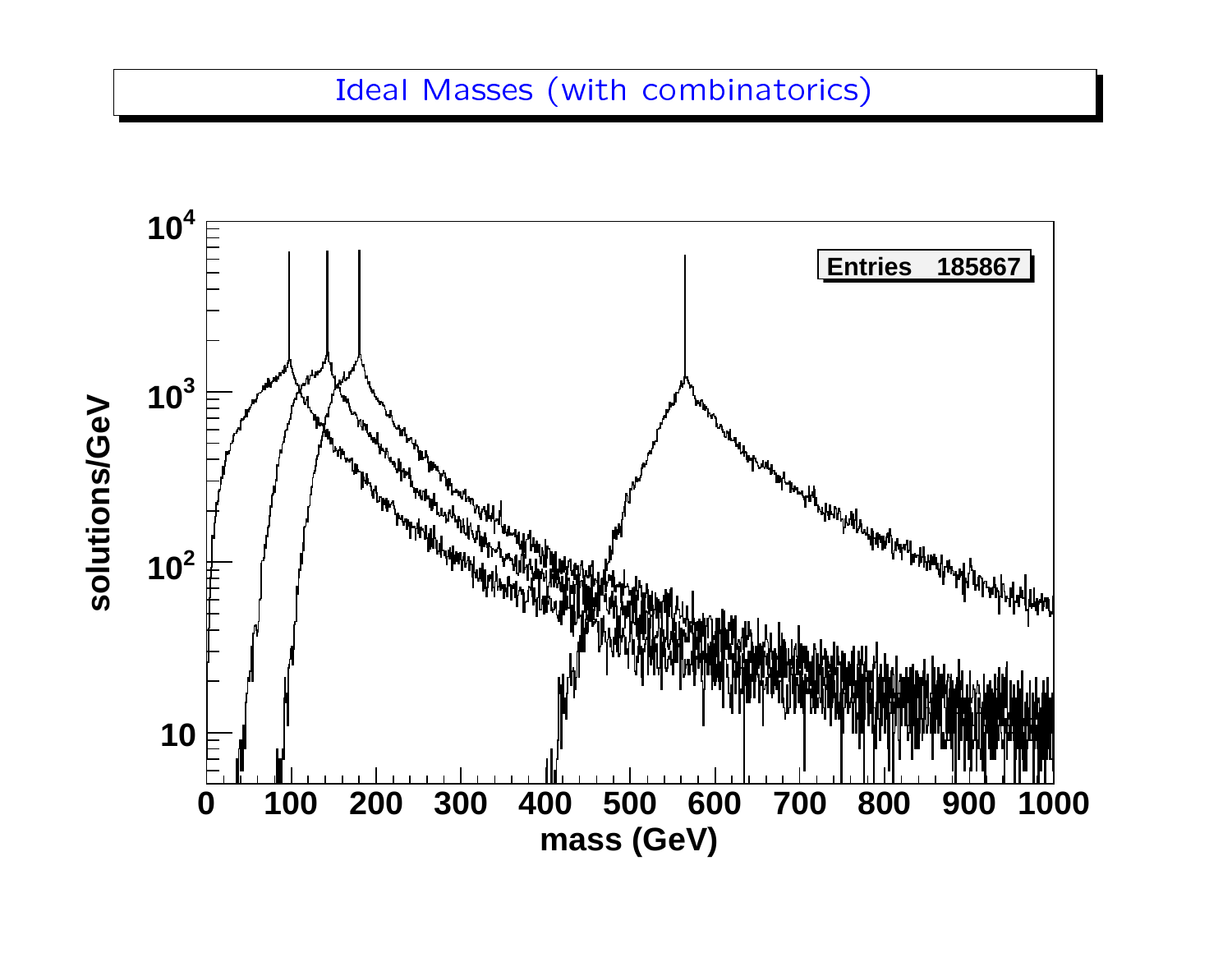Ideal Masses (with combinatorics)

Entries 185867

solutions/GeV

$10^4$

$10^3$

$10^2$

10

mass (GeV)

0 100 200 300 400 500 600 700 800 900 1000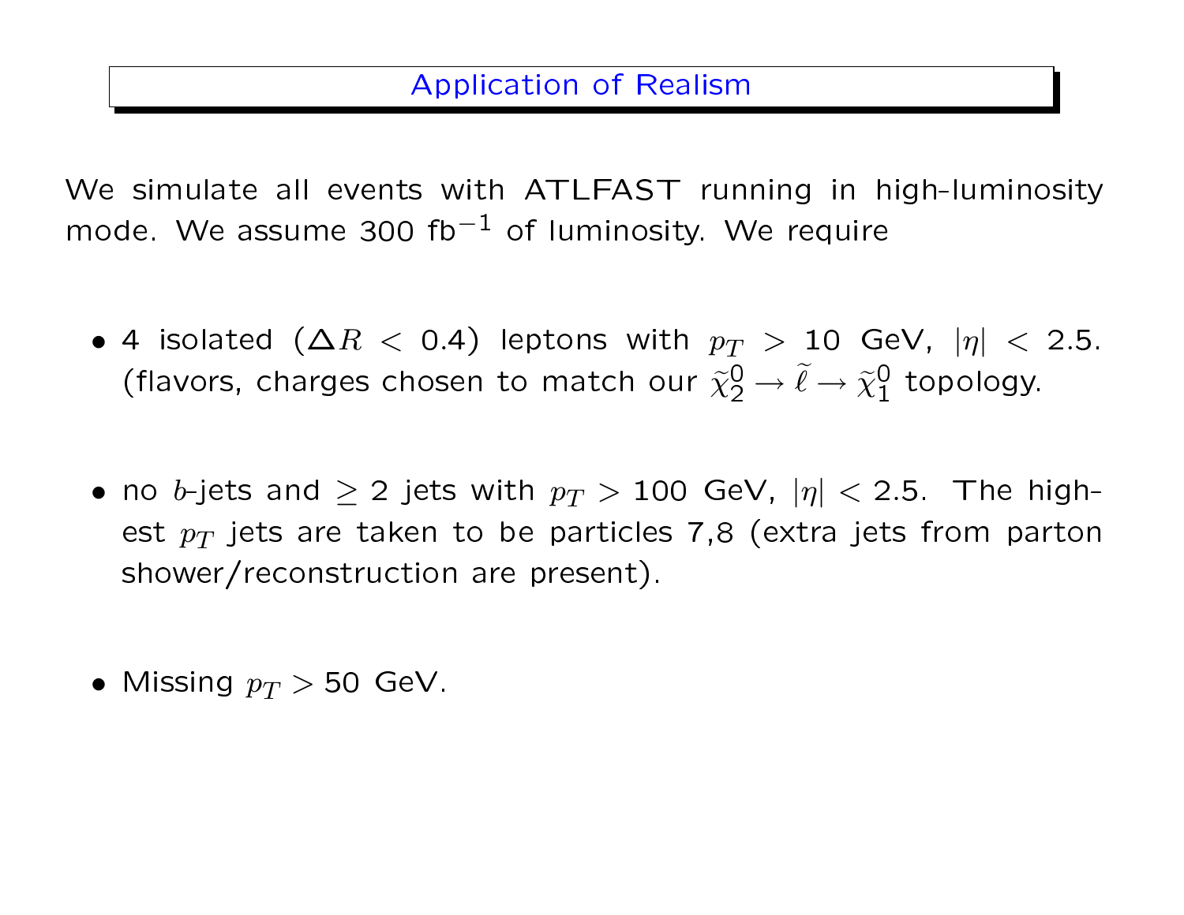# Application of Realism

We simulate all events with ATLFAST running in high-luminosity mode. We assume 300 fb$^{-1}$ of luminosity. We require

- 4 isolated ($\Delta R < 0.4$) leptons with $p_T > 10$ GeV, $|\eta| < 2.5$. (flavors, charges chosen to match our $\tilde{\chi}^0_2 \to \tilde{\ell} \to \tilde{\chi}^0_1$ topology.

- no $b$-jets and $\geq 2$ jets with $p_T > 100$ GeV, $|\eta| < 2.5$. The highest $p_T$ jets are taken to be particles 7,8 (extra jets from parton shower/reconstruction are present).

- Missing $p_T > 50$ GeV.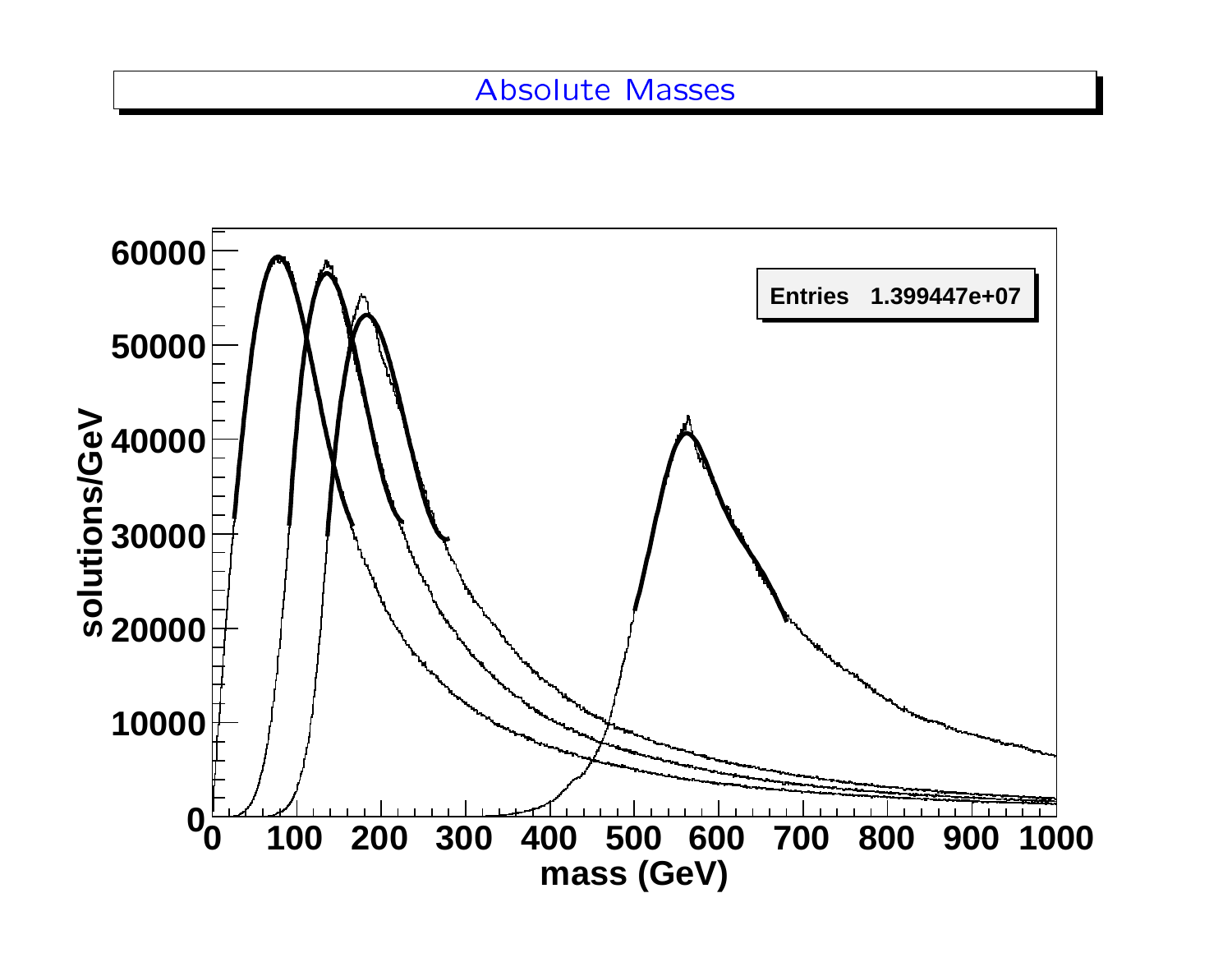Absolute Masses

Entries 1.399447e+07

solutions/GeV

60000
50000
40000
30000
20000
10000
0

0 100 200 300 400 500 600 700 800 900 1000

mass (GeV)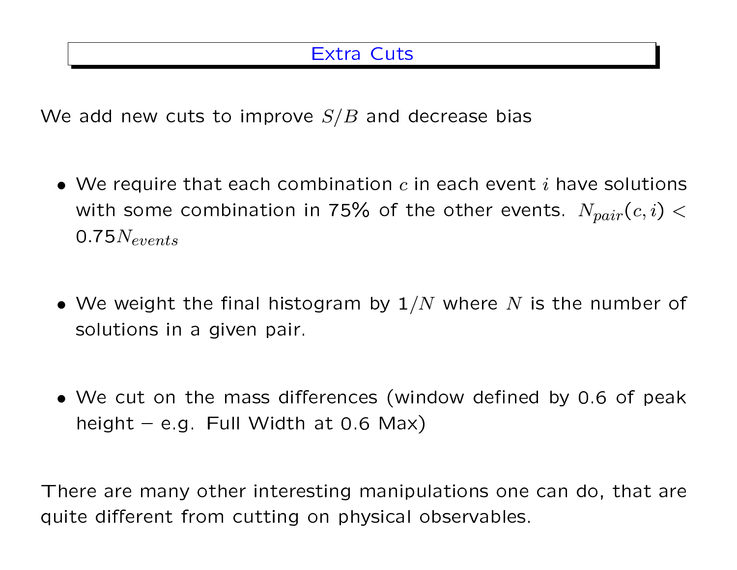# Extra Cuts

We add new cuts to improve $S/B$ and decrease bias

- We require that each combination $c$ in each event $i$ have solutions with some combination in 75% of the other events. $N_{pair}(c,i) < 0.75 N_{events}$

- We weight the final histogram by $1/N$ where $N$ is the number of solutions in a given pair.

- We cut on the mass differences (window defined by 0.6 of peak height – e.g. Full Width at 0.6 Max)

There are many other interesting manipulations one can do, that are quite different from cutting on physical observables.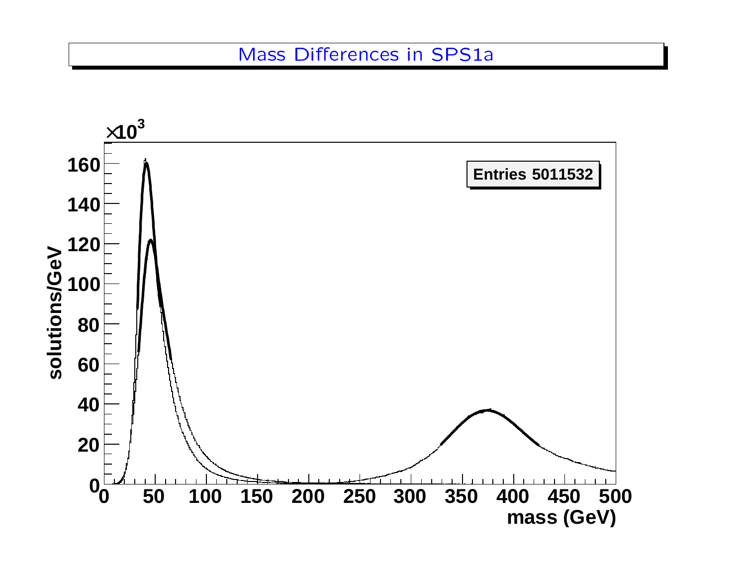Mass Differences in SPS1a

×10^3

160
140
120
100
80
60
40
20
0

solutions/GeV

Entries 5011532

0 50 100 150 200 250 300 350 400 450 500

mass (GeV)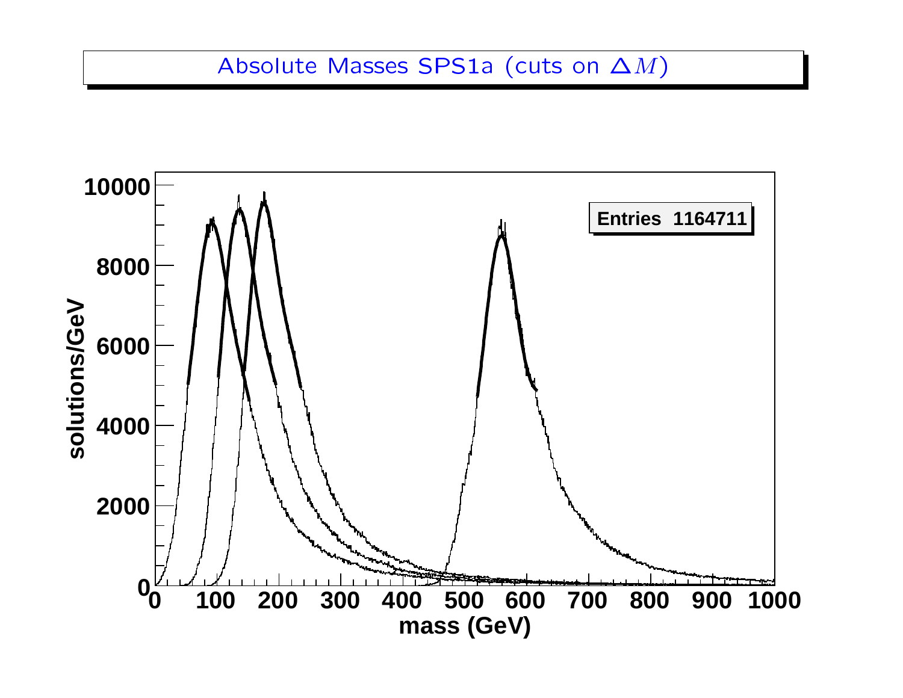Absolute Masses SPS1a (cuts on $\Delta M$)

Entries 1164711

solutions/GeV

10000
8000
6000
4000
2000
0

0 100 200 300 400 500 600 700 800 900 1000

mass (GeV)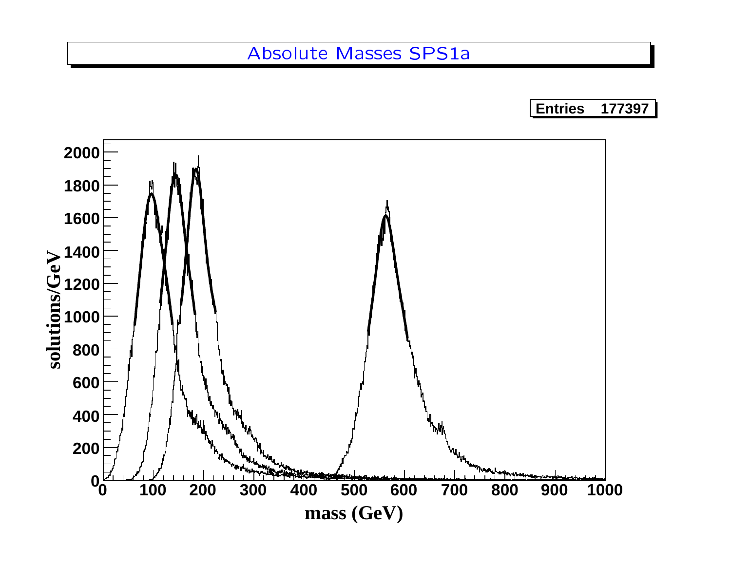Absolute Masses SPS1a

Entries 177397

solutions/GeV

2000
1800
1600
1400
1200
1000
800
600
400
200
0

0 100 200 300 400 500 600 700 800 900 1000

mass (GeV)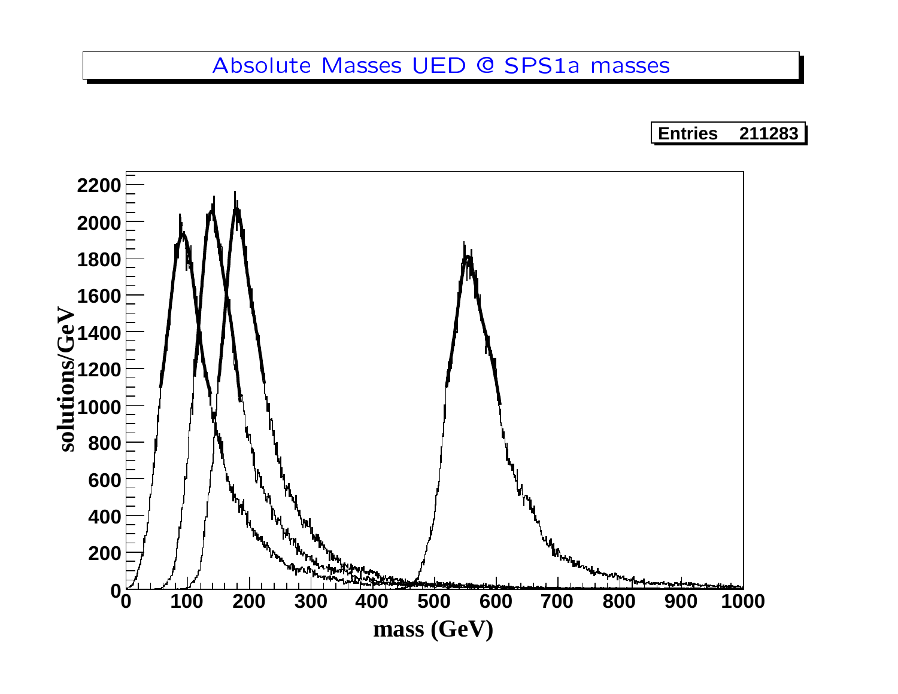Absolute Masses UED @ SPS1a masses

Entries 211283

solutions/GeV

0
200
400
600
800
1000
1200
1400
1600
1800
2000
2200

0
100
200
300
400
500
600
700
800
900
1000

mass (GeV)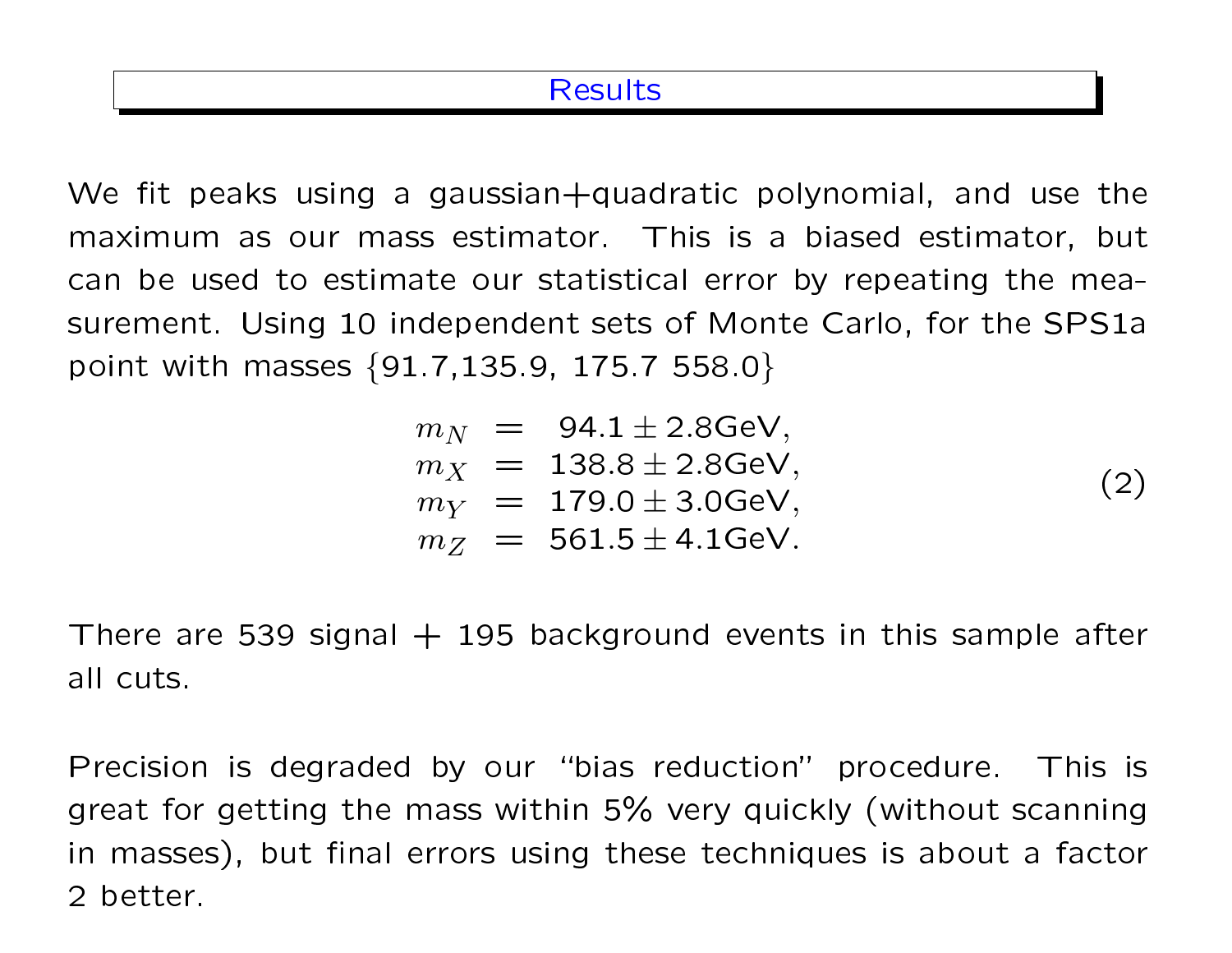# Results

We fit peaks using a gaussian+quadratic polynomial, and use the maximum as our mass estimator. This is a biased estimator, but can be used to estimate our statistical error by repeating the measurement. Using 10 independent sets of Monte Carlo, for the SPS1a point with masses {91.7,135.9, 175.7 558.0}

$$
\begin{aligned}
m_N &= 94.1 \pm 2.8\text{GeV}, \\
m_X &= 138.8 \pm 2.8\text{GeV}, \\
m_Y &= 179.0 \pm 3.0\text{GeV}, \\
m_Z &= 561.5 \pm 4.1\text{GeV}.
\end{aligned}
\tag{2}
$$

There are 539 signal + 195 background events in this sample after all cuts.

Precision is degraded by our "bias reduction" procedure. This is great for getting the mass within 5% very quickly (without scanning in masses), but final errors using these techniques is about a factor 2 better.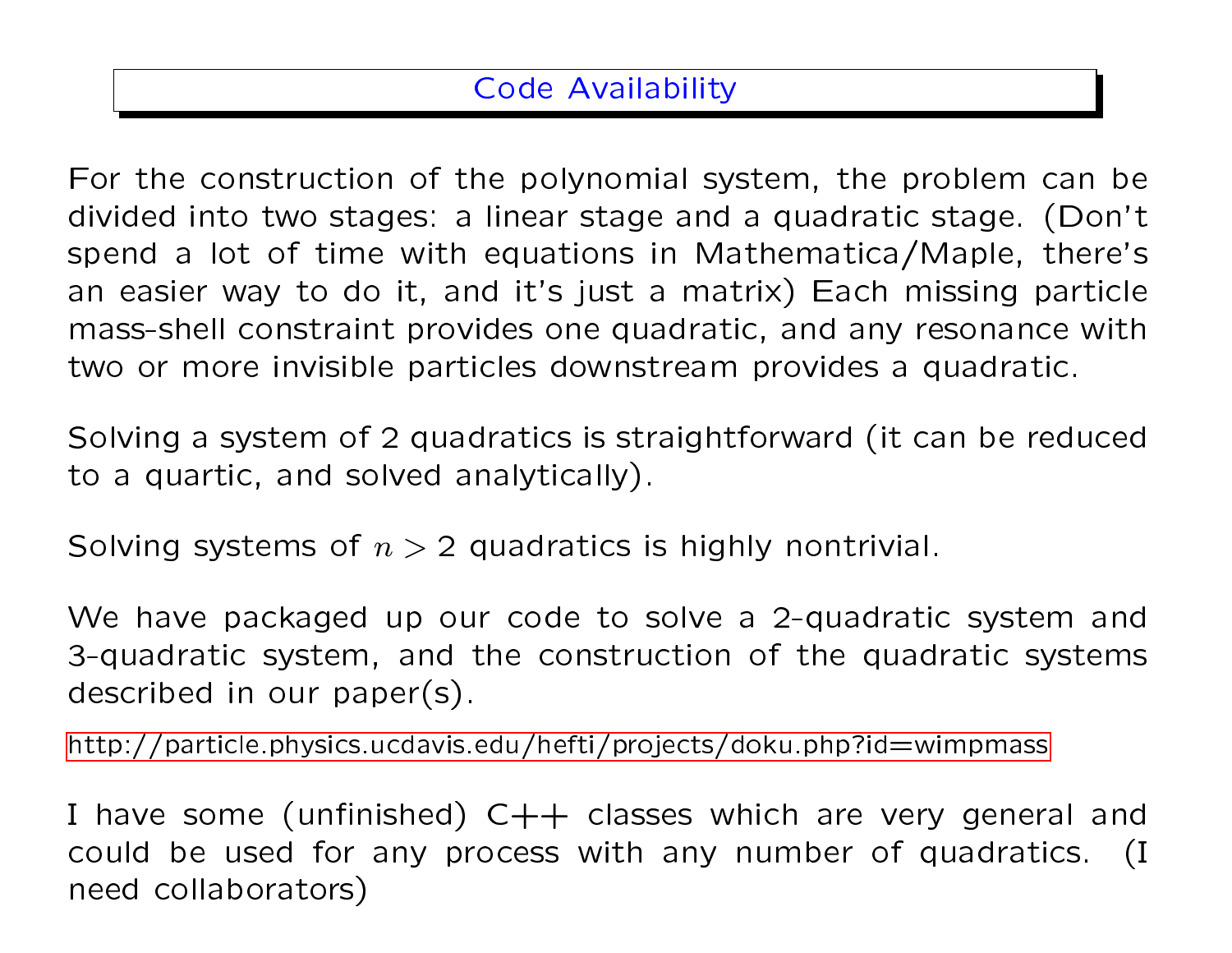# Code Availability

For the construction of the polynomial system, the problem can be divided into two stages: a linear stage and a quadratic stage. (Don't spend a lot of time with equations in Mathematica/Maple, there's an easier way to do it, and it's just a matrix) Each missing particle mass-shell constraint provides one quadratic, and any resonance with two or more invisible particles downstream provides a quadratic.

Solving a system of 2 quadratics is straightforward (it can be reduced to a quartic, and solved analytically).

Solving systems of $n > 2$ quadratics is highly nontrivial.

We have packaged up our code to solve a 2-quadratic system and 3-quadratic system, and the construction of the quadratic systems described in our paper(s).

http://particle.physics.ucdavis.edu/hefti/projects/doku.php?id=wimpmass

I have some (unfinished) C++ classes which are very general and could be used for any process with any number of quadratics. (I need collaborators)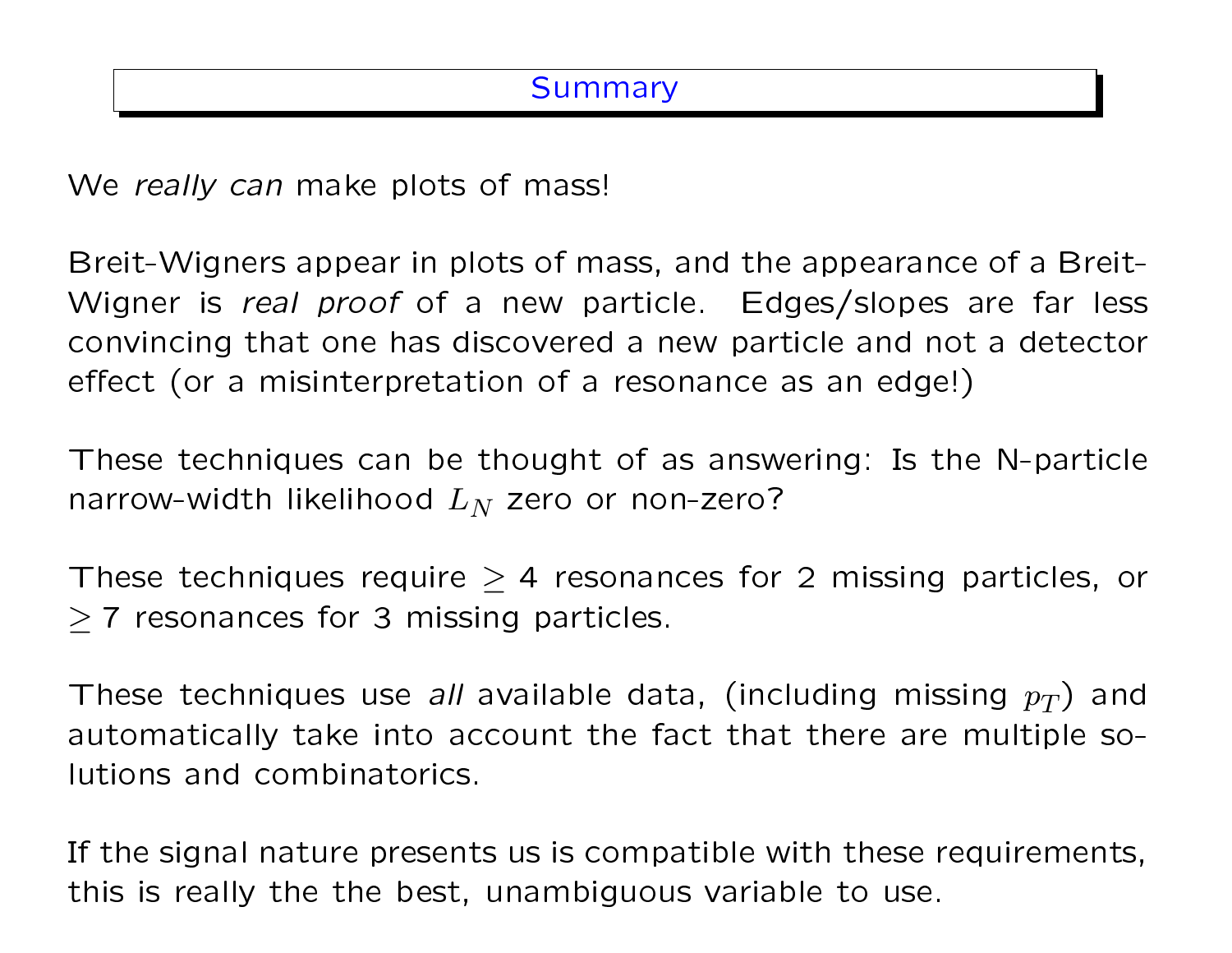# Summary

We *really can* make plots of mass!

Breit-Wigners appear in plots of mass, and the appearance of a Breit-Wigner is *real proof* of a new particle. Edges/slopes are far less convincing that one has discovered a new particle and not a detector effect (or a misinterpretation of a resonance as an edge!)

These techniques can be thought of as answering: Is the N-particle narrow-width likelihood $L_N$ zero or non-zero?

These techniques require $\geq 4$ resonances for 2 missing particles, or $\geq 7$ resonances for 3 missing particles.

These techniques use *all* available data, (including missing $p_T$) and automatically take into account the fact that there are multiple solutions and combinatorics.

If the signal nature presents us is compatible with these requirements, this is really the the best, unambiguous variable to use.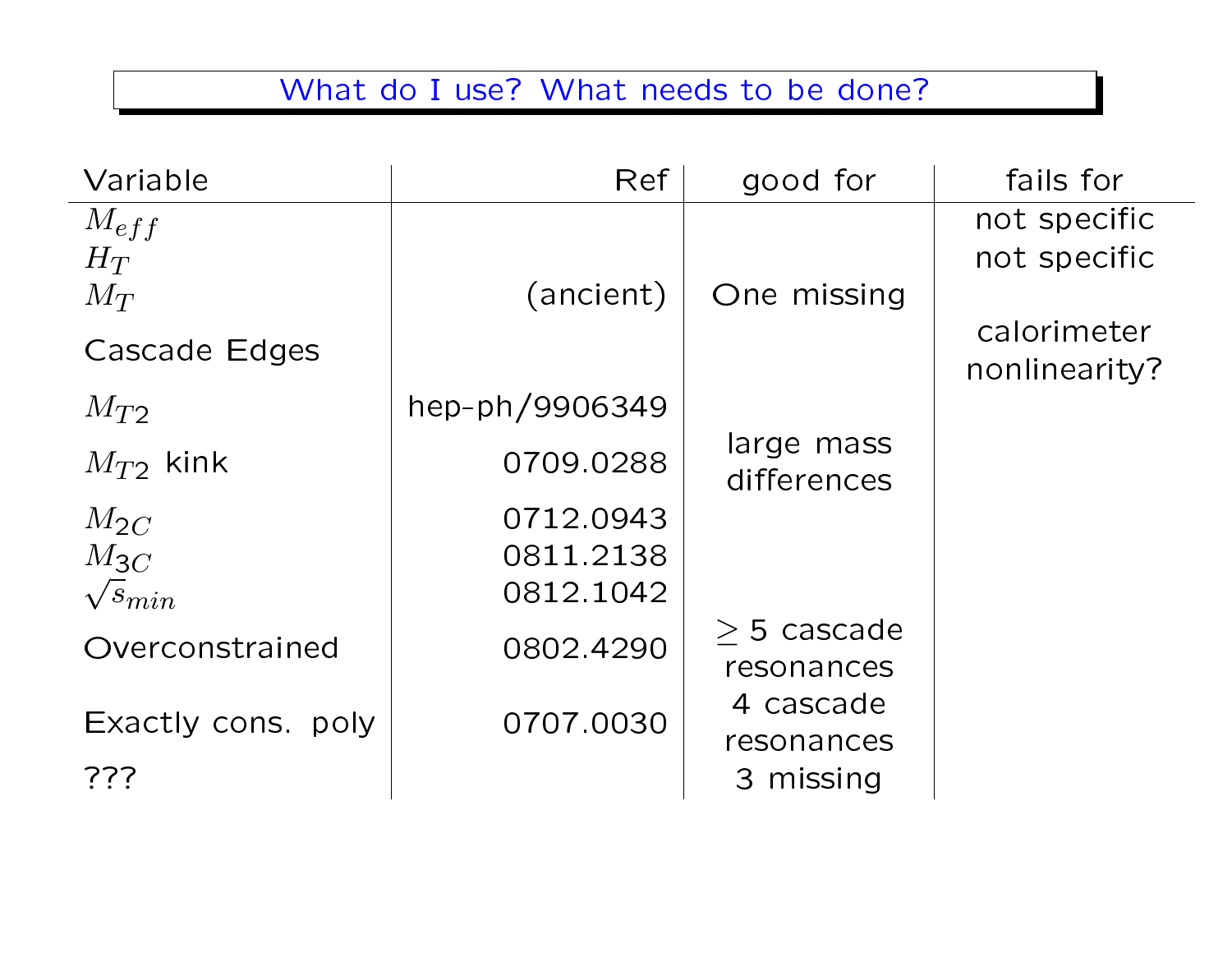# What do I use? What needs to be done?

| Variable | Ref | good for | fails for |
|---|---|---|---|
| $M_{eff}$ | | | not specific |
| $H_T$ | | | not specific |
| $M_T$ | (ancient) | One missing | |
| Cascade Edges | | | calorimeter nonlinearity? |
| $M_{T2}$ | hep-ph/9906349 | | |
| $M_{T2}$ kink | 0709.0288 | large mass differences | |
| $M_{2C}$ | 0712.0943 | | |
| $M_{3C}$ | 0811.2138 | | |
| $\sqrt{s}_{min}$ | 0812.1042 | | |
| Overconstrained | 0802.4290 | $\geq 5$ cascade resonances | |
| Exactly cons. poly | 0707.0030 | 4 cascade resonances | |
| ??? | | 3 missing | |